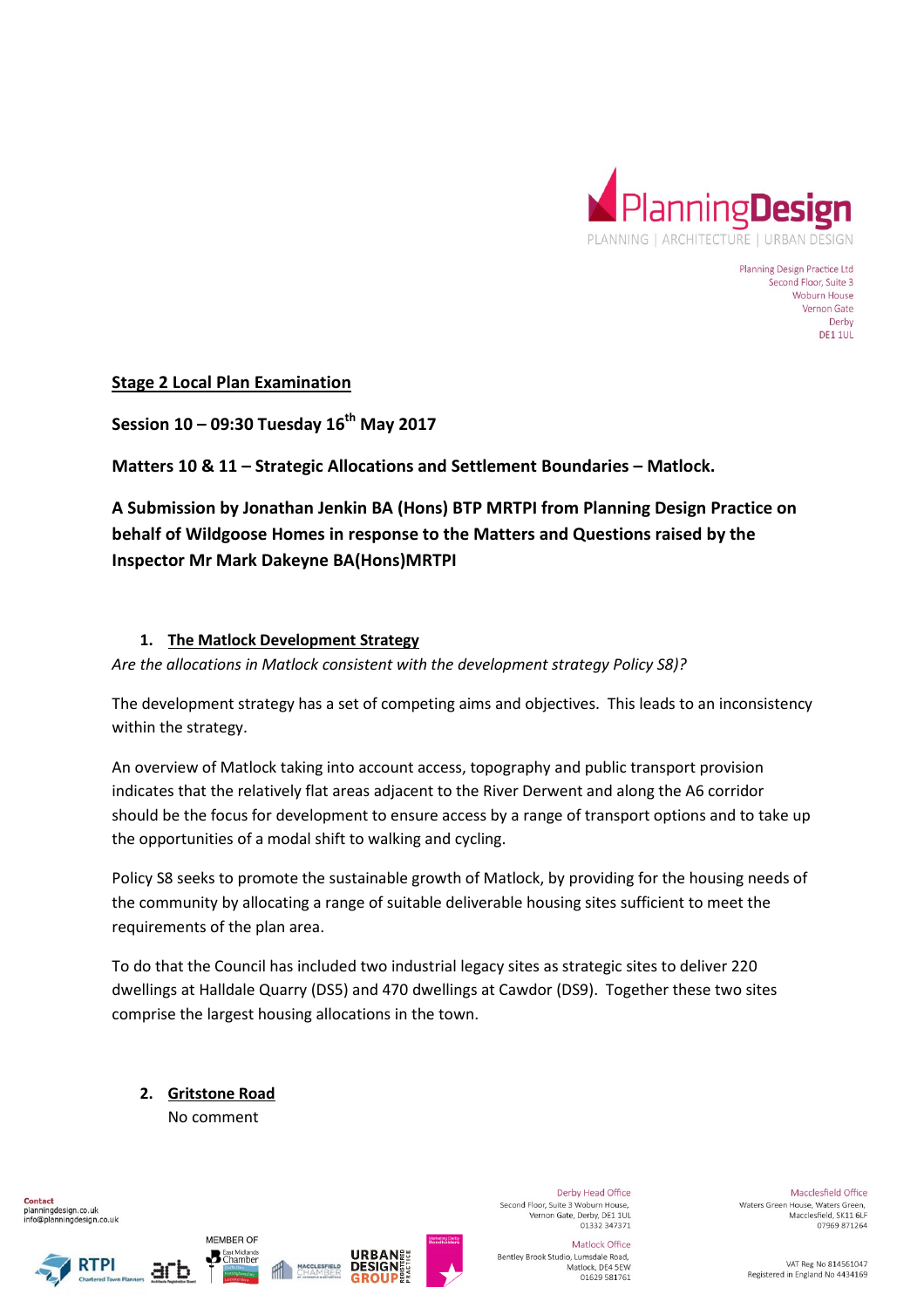Planning Design Practice Ltd
Second Floor, Suite 3
Woburn House
Vernon Gate
Derby
DE1 1UL

**Stage 2 Local Plan Examination**

**Session 10 – 09:30 Tuesday 16th May 2017**

**Matters 10 & 11 – Strategic Allocations and Settlement Boundaries – Matlock.**

**A Submission by Jonathan Jenkin BA (Hons) BTP MRTPI from Planning Design Practice on behalf of Wildgoose Homes in response to the Matters and Questions raised by the Inspector Mr Mark Dakeyne BA(Hons)MRTPI**

## 1. The Matlock Development Strategy

*Are the allocations in Matlock consistent with the development strategy Policy S8)?*

The development strategy has a set of competing aims and objectives. This leads to an inconsistency within the strategy.

An overview of Matlock taking into account access, topography and public transport provision indicates that the relatively flat areas adjacent to the River Derwent and along the A6 corridor should be the focus for development to ensure access by a range of transport options and to take up the opportunities of a modal shift to walking and cycling.

Policy S8 seeks to promote the sustainable growth of Matlock, by providing for the housing needs of the community by allocating a range of suitable deliverable housing sites sufficient to meet the requirements of the plan area.

To do that the Council has included two industrial legacy sites as strategic sites to deliver 220 dwellings at Halldale Quarry (DS5) and 470 dwellings at Cawdor (DS9). Together these two sites comprise the largest housing allocations in the town.

## 2. Gritstone Road

No comment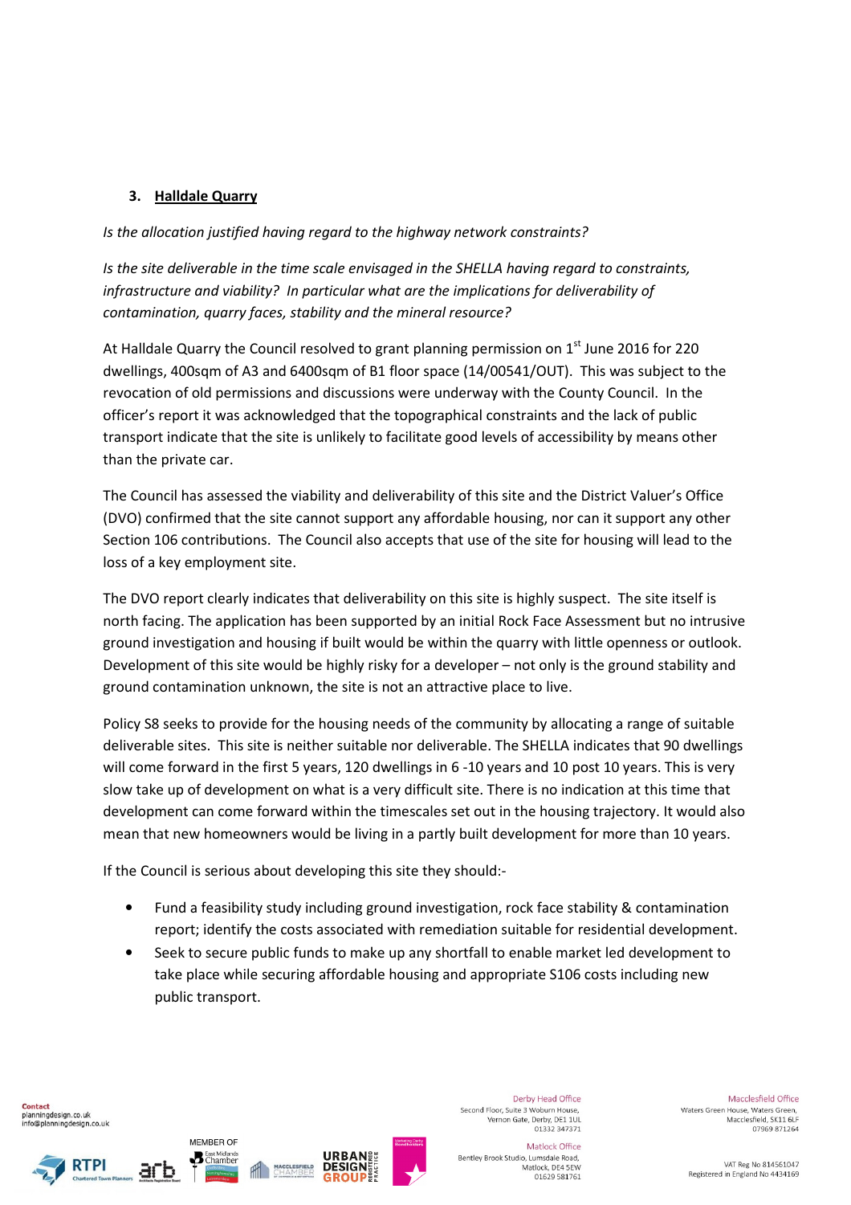### 3. Halldale Quarry

*Is the allocation justified having regard to the highway network constraints?*

*Is the site deliverable in the time scale envisaged in the SHELLA having regard to constraints, infrastructure and viability? In particular what are the implications for deliverability of contamination, quarry faces, stability and the mineral resource?*

At Halldale Quarry the Council resolved to grant planning permission on 1st June 2016 for 220 dwellings, 400sqm of A3 and 6400sqm of B1 floor space (14/00541/OUT). This was subject to the revocation of old permissions and discussions were underway with the County Council. In the officer's report it was acknowledged that the topographical constraints and the lack of public transport indicate that the site is unlikely to facilitate good levels of accessibility by means other than the private car.

The Council has assessed the viability and deliverability of this site and the District Valuer's Office (DVO) confirmed that the site cannot support any affordable housing, nor can it support any other Section 106 contributions. The Council also accepts that use of the site for housing will lead to the loss of a key employment site.

The DVO report clearly indicates that deliverability on this site is highly suspect. The site itself is north facing. The application has been supported by an initial Rock Face Assessment but no intrusive ground investigation and housing if built would be within the quarry with little openness or outlook. Development of this site would be highly risky for a developer – not only is the ground stability and ground contamination unknown, the site is not an attractive place to live.

Policy S8 seeks to provide for the housing needs of the community by allocating a range of suitable deliverable sites. This site is neither suitable nor deliverable. The SHELLA indicates that 90 dwellings will come forward in the first 5 years, 120 dwellings in 6 -10 years and 10 post 10 years. This is very slow take up of development on what is a very difficult site. There is no indication at this time that development can come forward within the timescales set out in the housing trajectory. It would also mean that new homeowners would be living in a partly built development for more than 10 years.

If the Council is serious about developing this site they should:-

- Fund a feasibility study including ground investigation, rock face stability & contamination report; identify the costs associated with remediation suitable for residential development.
- Seek to secure public funds to make up any shortfall to enable market led development to take place while securing affordable housing and appropriate S106 costs including new public transport.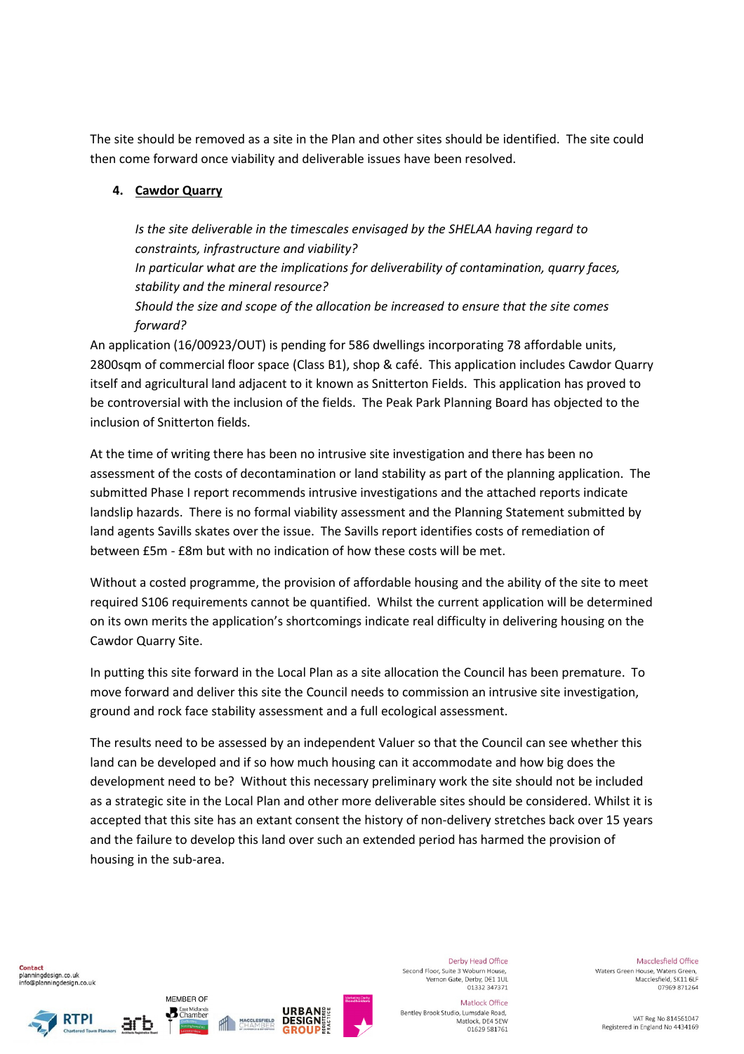The site should be removed as a site in the Plan and other sites should be identified. The site could then come forward once viability and deliverable issues have been resolved.

4. **Cawdor Quarry**

*Is the site deliverable in the timescales envisaged by the SHELAA having regard to constraints, infrastructure and viability?*
*In particular what are the implications for deliverability of contamination, quarry faces, stability and the mineral resource?*
*Should the size and scope of the allocation be increased to ensure that the site comes forward?*

An application (16/00923/OUT) is pending for 586 dwellings incorporating 78 affordable units, 2800sqm of commercial floor space (Class B1), shop & café. This application includes Cawdor Quarry itself and agricultural land adjacent to it known as Snitterton Fields. This application has proved to be controversial with the inclusion of the fields. The Peak Park Planning Board has objected to the inclusion of Snitterton fields.

At the time of writing there has been no intrusive site investigation and there has been no assessment of the costs of decontamination or land stability as part of the planning application. The submitted Phase I report recommends intrusive investigations and the attached reports indicate landslip hazards. There is no formal viability assessment and the Planning Statement submitted by land agents Savills skates over the issue. The Savills report identifies costs of remediation of between £5m - £8m but with no indication of how these costs will be met.

Without a costed programme, the provision of affordable housing and the ability of the site to meet required S106 requirements cannot be quantified. Whilst the current application will be determined on its own merits the application's shortcomings indicate real difficulty in delivering housing on the Cawdor Quarry Site.

In putting this site forward in the Local Plan as a site allocation the Council has been premature. To move forward and deliver this site the Council needs to commission an intrusive site investigation, ground and rock face stability assessment and a full ecological assessment.

The results need to be assessed by an independent Valuer so that the Council can see whether this land can be developed and if so how much housing can it accommodate and how big does the development need to be? Without this necessary preliminary work the site should not be included as a strategic site in the Local Plan and other more deliverable sites should be considered. Whilst it is accepted that this site has an extant consent the history of non-delivery stretches back over 15 years and the failure to develop this land over such an extended period has harmed the provision of housing in the sub-area.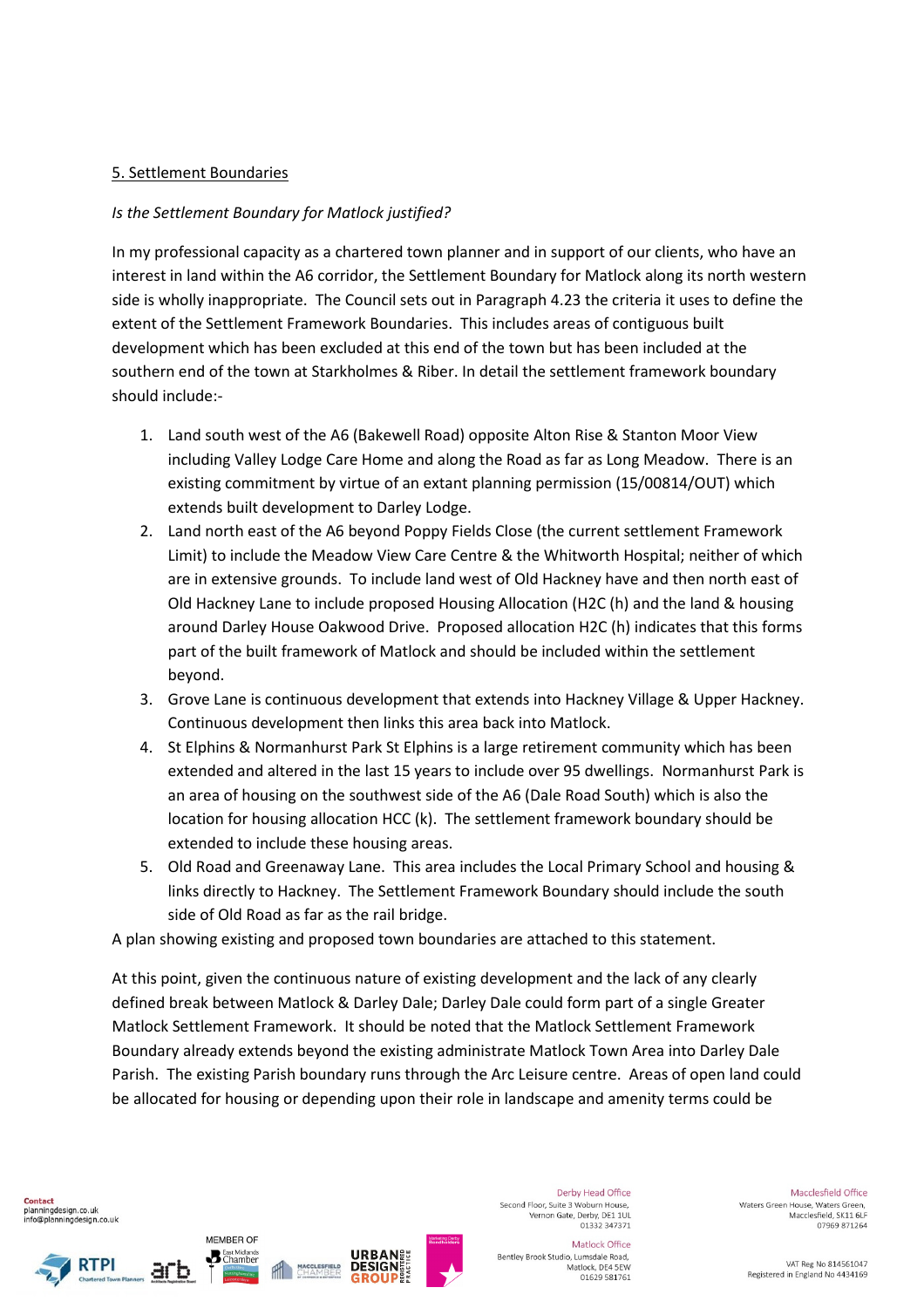5. Settlement Boundaries

*Is the Settlement Boundary for Matlock justified?*

In my professional capacity as a chartered town planner and in support of our clients, who have an interest in land within the A6 corridor, the Settlement Boundary for Matlock along its north western side is wholly inappropriate. The Council sets out in Paragraph 4.23 the criteria it uses to define the extent of the Settlement Framework Boundaries. This includes areas of contiguous built development which has been excluded at this end of the town but has been included at the southern end of the town at Starkholmes & Riber. In detail the settlement framework boundary should include:-

1. Land south west of the A6 (Bakewell Road) opposite Alton Rise & Stanton Moor View including Valley Lodge Care Home and along the Road as far as Long Meadow. There is an existing commitment by virtue of an extant planning permission (15/00814/OUT) which extends built development to Darley Lodge.
2. Land north east of the A6 beyond Poppy Fields Close (the current settlement Framework Limit) to include the Meadow View Care Centre & the Whitworth Hospital; neither of which are in extensive grounds. To include land west of Old Hackney have and then north east of Old Hackney Lane to include proposed Housing Allocation (H2C (h) and the land & housing around Darley House Oakwood Drive. Proposed allocation H2C (h) indicates that this forms part of the built framework of Matlock and should be included within the settlement beyond.
3. Grove Lane is continuous development that extends into Hackney Village & Upper Hackney. Continuous development then links this area back into Matlock.
4. St Elphins & Normanhurst Park St Elphins is a large retirement community which has been extended and altered in the last 15 years to include over 95 dwellings. Normanhurst Park is an area of housing on the southwest side of the A6 (Dale Road South) which is also the location for housing allocation HCC (k). The settlement framework boundary should be extended to include these housing areas.
5. Old Road and Greenaway Lane. This area includes the Local Primary School and housing & links directly to Hackney. The Settlement Framework Boundary should include the south side of Old Road as far as the rail bridge.

A plan showing existing and proposed town boundaries are attached to this statement.

At this point, given the continuous nature of existing development and the lack of any clearly defined break between Matlock & Darley Dale; Darley Dale could form part of a single Greater Matlock Settlement Framework. It should be noted that the Matlock Settlement Framework Boundary already extends beyond the existing administrate Matlock Town Area into Darley Dale Parish. The existing Parish boundary runs through the Arc Leisure centre. Areas of open land could be allocated for housing or depending upon their role in landscape and amenity terms could be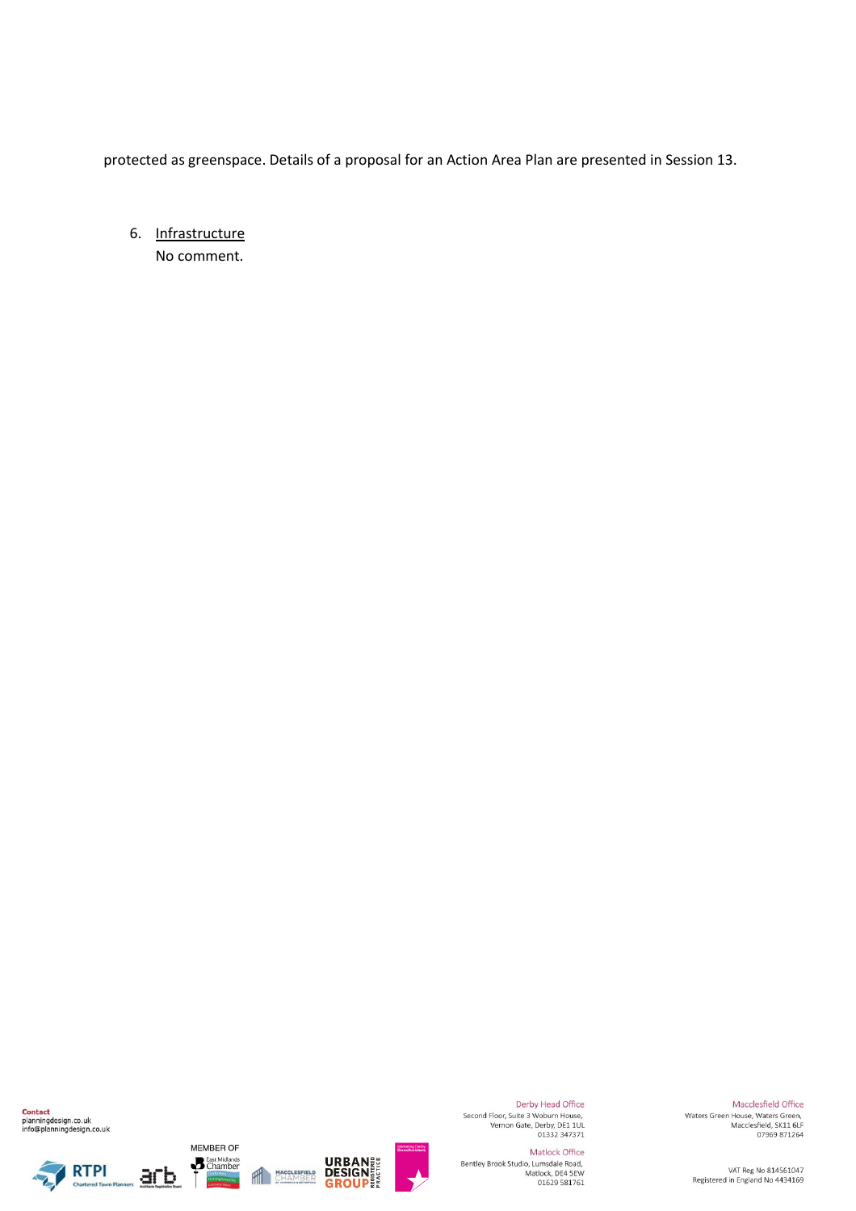protected as greenspace. Details of a proposal for an Action Area Plan are presented in Session 13.

6. <u>Infrastructure</u>

   No comment.